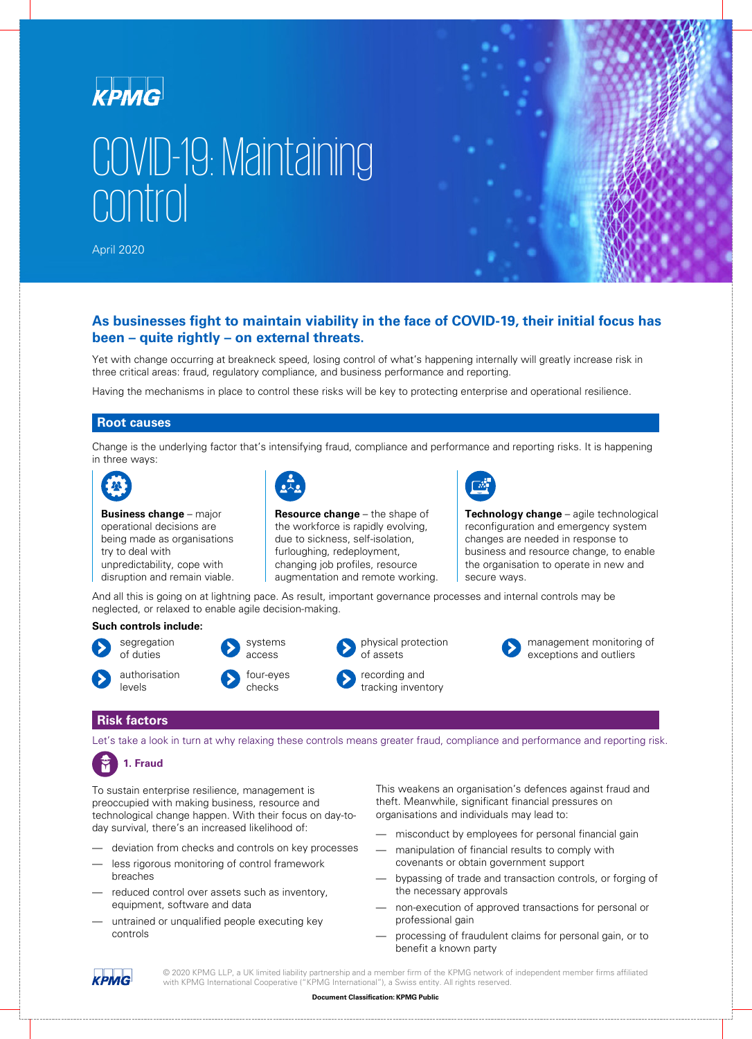KPMG

# COVID-19: Maintaining control

April 2020

**As businesses fight to maintain viability in the face of COVID-19, their initial focus has been – quite rightly – on external threats.**

Yet with change occurring at breakneck speed, losing control of what's happening internally will greatly increase risk in three critical areas: fraud, regulatory compliance, and business performance and reporting.

Having the mechanisms in place to control these risks will be key to protecting enterprise and operational resilience.

## Root causes

Change is the underlying factor that's intensifying fraud, compliance and performance and reporting risks. It is happening in three ways:

**Business change** – major operational decisions are being made as organisations try to deal with unpredictability, cope with disruption and remain viable.

**Resource change** – the shape of the workforce is rapidly evolving, due to sickness, self-isolation, furloughing, redeployment, changing job profiles, resource augmentation and remote working.

**Technology change** – agile technological reconfiguration and emergency system changes are needed in response to business and resource change, to enable the organisation to operate in new and secure ways.

And all this is going on at lightning pace. As result, important governance processes and internal controls may be neglected, or relaxed to enable agile decision-making.

**Such controls include:**

- segregation of duties
- authorisation levels
- systems access
- four-eyes checks
- physical protection of assets
- recording and tracking inventory
- management monitoring of exceptions and outliers

## Risk factors

Let's take a look in turn at why relaxing these controls means greater fraud, compliance and performance and reporting risk.

### 1. Fraud

To sustain enterprise resilience, management is preoccupied with making business, resource and technological change happen. With their focus on day-to-day survival, there's an increased likelihood of:

- deviation from checks and controls on key processes
- less rigorous monitoring of control framework breaches
- reduced control over assets such as inventory, equipment, software and data
- untrained or unqualified people executing key controls

This weakens an organisation's defences against fraud and theft. Meanwhile, significant financial pressures on organisations and individuals may lead to:

- misconduct by employees for personal financial gain
- manipulation of financial results to comply with covenants or obtain government support
- bypassing of trade and transaction controls, or forging of the necessary approvals
- non-execution of approved transactions for personal or professional gain
- processing of fraudulent claims for personal gain, or to benefit a known party

© 2020 KPMG LLP, a UK limited liability partnership and a member firm of the KPMG network of independent member firms affiliated with KPMG International Cooperative ("KPMG International"), a Swiss entity. All rights reserved.

**Document Classification: KPMG Public**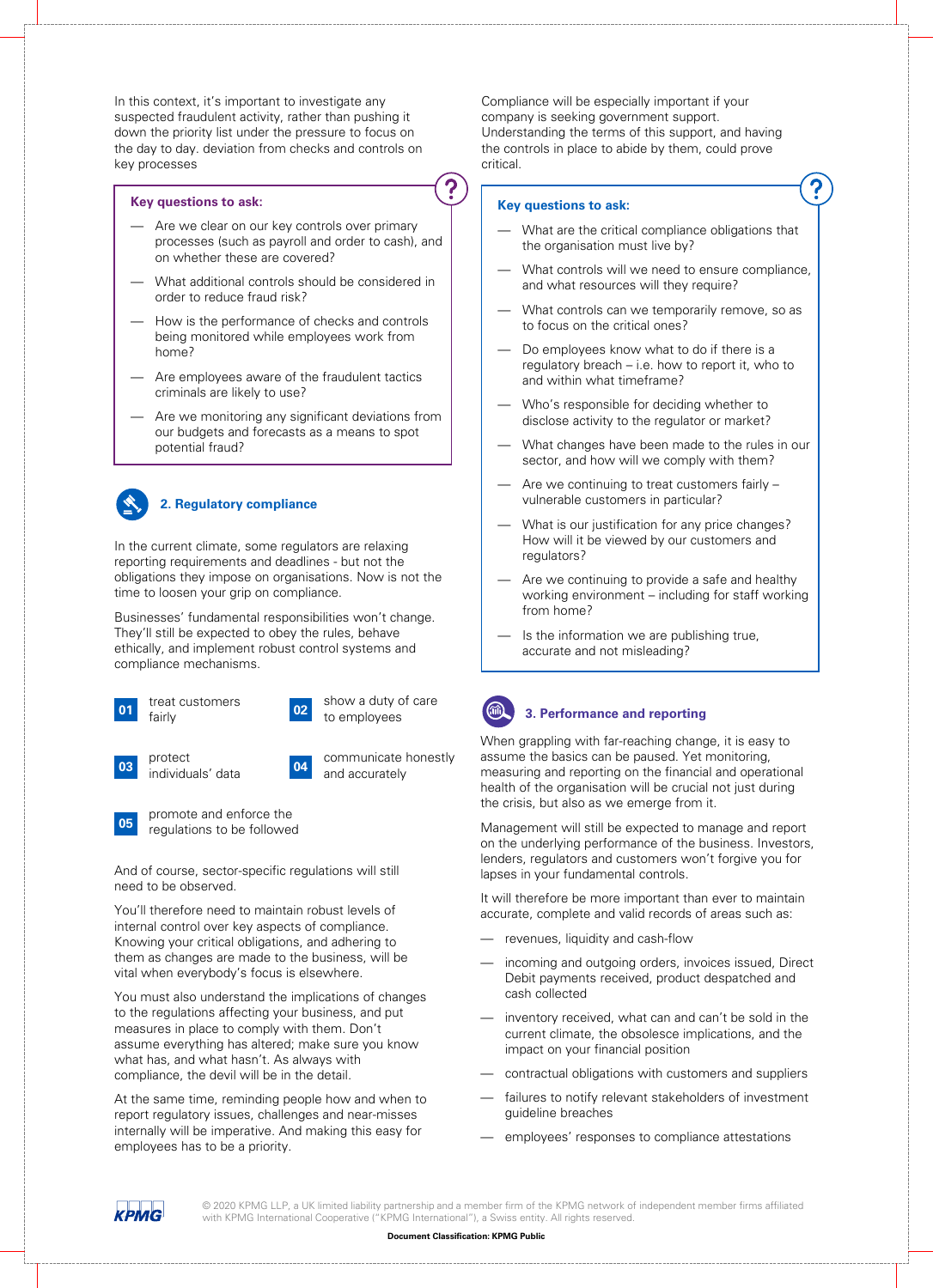In this context, it's important to investigate any suspected fraudulent activity, rather than pushing it down the priority list under the pressure to focus on the day to day. deviation from checks and controls on key processes

**Key questions to ask:**

- Are we clear on our key controls over primary processes (such as payroll and order to cash), and on whether these are covered?
- What additional controls should be considered in order to reduce fraud risk?
- How is the performance of checks and controls being monitored while employees work from home?
- Are employees aware of the fraudulent tactics criminals are likely to use?
- Are we monitoring any significant deviations from our budgets and forecasts as a means to spot potential fraud?

## 2. Regulatory compliance

In the current climate, some regulators are relaxing reporting requirements and deadlines - but not the obligations they impose on organisations. Now is not the time to loosen your grip on compliance.

Businesses' fundamental responsibilities won't change. They'll still be expected to obey the rules, behave ethically, and implement robust control systems and compliance mechanisms.

**01** treat customers fairly

**02** show a duty of care to employees

**03** protect individuals' data

**04** communicate honestly and accurately

**05** promote and enforce the regulations to be followed

And of course, sector-specific regulations will still need to be observed.

You'll therefore need to maintain robust levels of internal control over key aspects of compliance. Knowing your critical obligations, and adhering to them as changes are made to the business, will be vital when everybody's focus is elsewhere.

You must also understand the implications of changes to the regulations affecting your business, and put measures in place to comply with them. Don't assume everything has altered; make sure you know what has, and what hasn't. As always with compliance, the devil will be in the detail.

At the same time, reminding people how and when to report regulatory issues, challenges and near-misses internally will be imperative. And making this easy for employees has to be a priority.

Compliance will be especially important if your company is seeking government support. Understanding the terms of this support, and having the controls in place to abide by them, could prove critical.

**Key questions to ask:**

- What are the critical compliance obligations that the organisation must live by?
- What controls will we need to ensure compliance, and what resources will they require?
- What controls can we temporarily remove, so as to focus on the critical ones?
- Do employees know what to do if there is a regulatory breach – i.e. how to report it, who to and within what timeframe?
- Who's responsible for deciding whether to disclose activity to the regulator or market?
- What changes have been made to the rules in our sector, and how will we comply with them?
- Are we continuing to treat customers fairly – vulnerable customers in particular?
- What is our justification for any price changes? How will it be viewed by our customers and regulators?
- Are we continuing to provide a safe and healthy working environment – including for staff working from home?
- Is the information we are publishing true, accurate and not misleading?

## 3. Performance and reporting

When grappling with far-reaching change, it is easy to assume the basics can be paused. Yet monitoring, measuring and reporting on the financial and operational health of the organisation will be crucial not just during the crisis, but also as we emerge from it.

Management will still be expected to manage and report on the underlying performance of the business. Investors, lenders, regulators and customers won't forgive you for lapses in your fundamental controls.

It will therefore be more important than ever to maintain accurate, complete and valid records of areas such as:

- revenues, liquidity and cash-flow
- incoming and outgoing orders, invoices issued, Direct Debit payments received, product despatched and cash collected
- inventory received, what can and can't be sold in the current climate, the obsolesce implications, and the impact on your financial position
- contractual obligations with customers and suppliers
- failures to notify relevant stakeholders of investment guideline breaches
- employees' responses to compliance attestations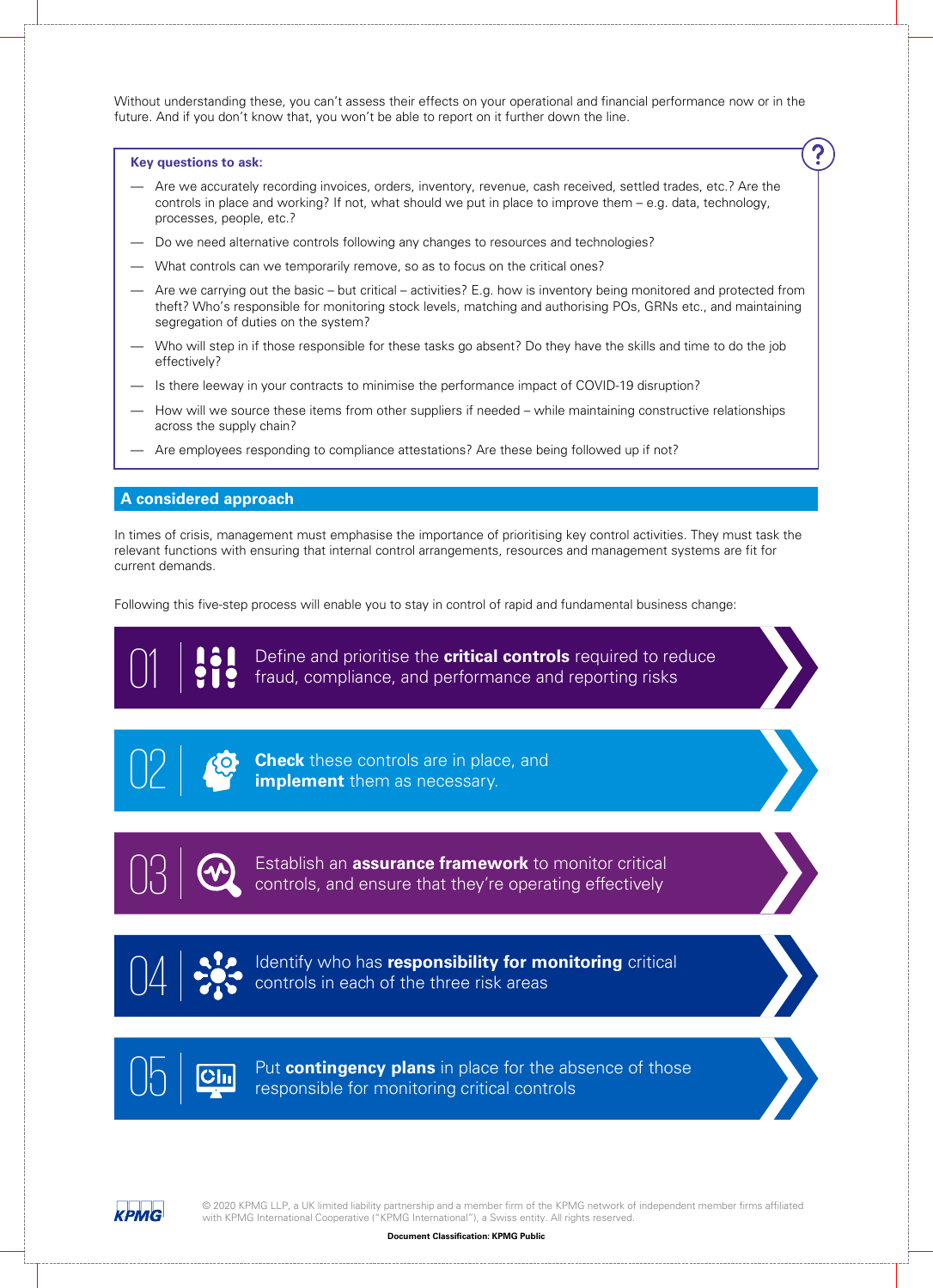Without understanding these, you can't assess their effects on your operational and financial performance now or in the future. And if you don't know that, you won't be able to report on it further down the line.

**Key questions to ask:**

- Are we accurately recording invoices, orders, inventory, revenue, cash received, settled trades, etc.? Are the controls in place and working? If not, what should we put in place to improve them – e.g. data, technology, processes, people, etc.?
- Do we need alternative controls following any changes to resources and technologies?
- What controls can we temporarily remove, so as to focus on the critical ones?
- Are we carrying out the basic – but critical – activities? E.g. how is inventory being monitored and protected from theft? Who's responsible for monitoring stock levels, matching and authorising POs, GRNs etc., and maintaining segregation of duties on the system?
- Who will step in if those responsible for these tasks go absent? Do they have the skills and time to do the job effectively?
- Is there leeway in your contracts to minimise the performance impact of COVID-19 disruption?
- How will we source these items from other suppliers if needed – while maintaining constructive relationships across the supply chain?
- Are employees responding to compliance attestations? Are these being followed up if not?

## A considered approach

In times of crisis, management must emphasise the importance of prioritising key control activities. They must task the relevant functions with ensuring that internal control arrangements, resources and management systems are fit for current demands.

Following this five-step process will enable you to stay in control of rapid and fundamental business change:

01 Define and prioritise the **critical controls** required to reduce fraud, compliance, and performance and reporting risks

02 **Check** these controls are in place, and **implement** them as necessary.

03 Establish an **assurance framework** to monitor critical controls, and ensure that they're operating effectively

04 Identify who has **responsibility for monitoring** critical controls in each of the three risk areas

05 Put **contingency plans** in place for the absence of those responsible for monitoring critical controls

© 2020 KPMG LLP, a UK limited liability partnership and a member firm of the KPMG network of independent member firms affiliated with KPMG International Cooperative ("KPMG International"), a Swiss entity. All rights reserved.

**Document Classification: KPMG Public**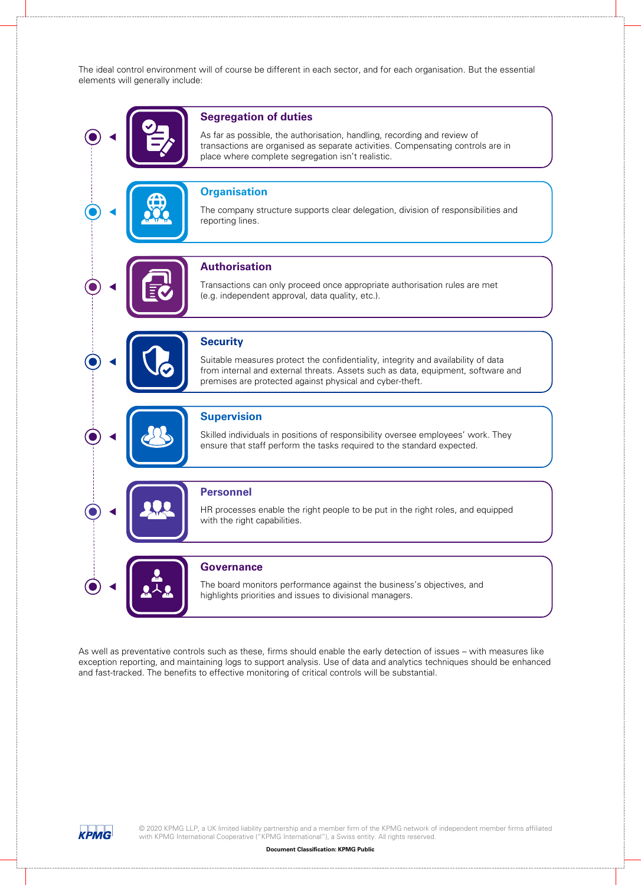The ideal control environment will of course be different in each sector, and for each organisation. But the essential elements will generally include:

### Segregation of duties

As far as possible, the authorisation, handling, recording and review of transactions are organised as separate activities. Compensating controls are in place where complete segregation isn't realistic.

### Organisation

The company structure supports clear delegation, division of responsibilities and reporting lines.

### Authorisation

Transactions can only proceed once appropriate authorisation rules are met (e.g. independent approval, data quality, etc.).

### Security

Suitable measures protect the confidentiality, integrity and availability of data from internal and external threats. Assets such as data, equipment, software and premises are protected against physical and cyber-theft.

### Supervision

Skilled individuals in positions of responsibility oversee employees' work. They ensure that staff perform the tasks required to the standard expected.

### Personnel

HR processes enable the right people to be put in the right roles, and equipped with the right capabilities.

### Governance

The board monitors performance against the business's objectives, and highlights priorities and issues to divisional managers.

As well as preventative controls such as these, firms should enable the early detection of issues – with measures like exception reporting, and maintaining logs to support analysis. Use of data and analytics techniques should be enhanced and fast-tracked. The benefits to effective monitoring of critical controls will be substantial.

© 2020 KPMG LLP, a UK limited liability partnership and a member firm of the KPMG network of independent member firms affiliated with KPMG International Cooperative ("KPMG International"), a Swiss entity. All rights reserved.

**Document Classification: KPMG Public**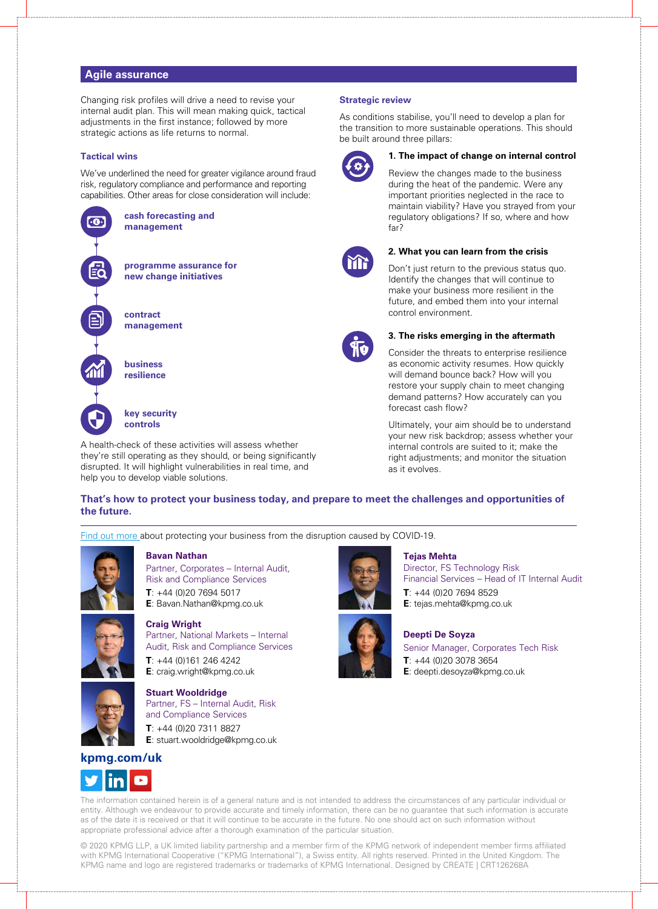## Agile assurance

Changing risk profiles will drive a need to revise your internal audit plan. This will mean making quick, tactical adjustments in the first instance; followed by more strategic actions as life returns to normal.

### Tactical wins

We've underlined the need for greater vigilance around fraud risk, regulatory compliance and performance and reporting capabilities. Other areas for close consideration will include:

- **cash forecasting and management**
- **programme assurance for new change initiatives**
- **contract management**
- **business resilience**
- **key security controls**

A health-check of these activities will assess whether they're still operating as they should, or being significantly disrupted. It will highlight vulnerabilities in real time, and help you to develop viable solutions.

### Strategic review

As conditions stabilise, you'll need to develop a plan for the transition to more sustainable operations. This should be built around three pillars:

**1. The impact of change on internal control**

Review the changes made to the business during the heat of the pandemic. Were any important priorities neglected in the race to maintain viability? Have you strayed from your regulatory obligations? If so, where and how far?

**2. What you can learn from the crisis**

Don't just return to the previous status quo. Identify the changes that will continue to make your business more resilient in the future, and embed them into your internal control environment.

**3. The risks emerging in the aftermath**

Consider the threats to enterprise resilience as economic activity resumes. How quickly will demand bounce back? How will you restore your supply chain to meet changing demand patterns? How accurately can you forecast cash flow?

Ultimately, your aim should be to understand your new risk backdrop; assess whether your internal controls are suited to it; make the right adjustments; and monitor the situation as it evolves.

**That's how to protect your business today, and prepare to meet the challenges and opportunities of the future.**

---

Find out more about protecting your business from the disruption caused by COVID-19.

**Bavan Nathan**
Partner, Corporates – Internal Audit, Risk and Compliance Services
**T**: +44 (0)20 7694 5017
**E**: Bavan.Nathan@kpmg.co.uk

**Craig Wright**
Partner, National Markets – Internal Audit, Risk and Compliance Services
**T**: +44 (0)161 246 4242
**E**: craig.wright@kpmg.co.uk

**Stuart Wooldridge**
Partner, FS – Internal Audit, Risk and Compliance Services
**T**: +44 (0)20 7311 8827
**E**: stuart.wooldridge@kpmg.co.uk

**Tejas Mehta**
Director, FS Technology Risk
Financial Services – Head of IT Internal Audit
**T**: +44 (0)20 7694 8529
**E**: tejas.mehta@kpmg.co.uk

**Deepti De Soyza**
Senior Manager, Corporates Tech Risk
**T**: +44 (0)20 3078 3654
**E**: deepti.desoyza@kpmg.co.uk

**kpmg.com/uk**

The information contained herein is of a general nature and is not intended to address the circumstances of any particular individual or entity. Although we endeavour to provide accurate and timely information, there can be no guarantee that such information is accurate as of the date it is received or that it will continue to be accurate in the future. No one should act on such information without appropriate professional advice after a thorough examination of the particular situation.

© 2020 KPMG LLP, a UK limited liability partnership and a member firm of the KPMG network of independent member firms affiliated with KPMG International Cooperative ("KPMG International"), a Swiss entity. All rights reserved. Printed in the United Kingdom. The KPMG name and logo are registered trademarks or trademarks of KPMG International. Designed by CREATE | CRT126268A